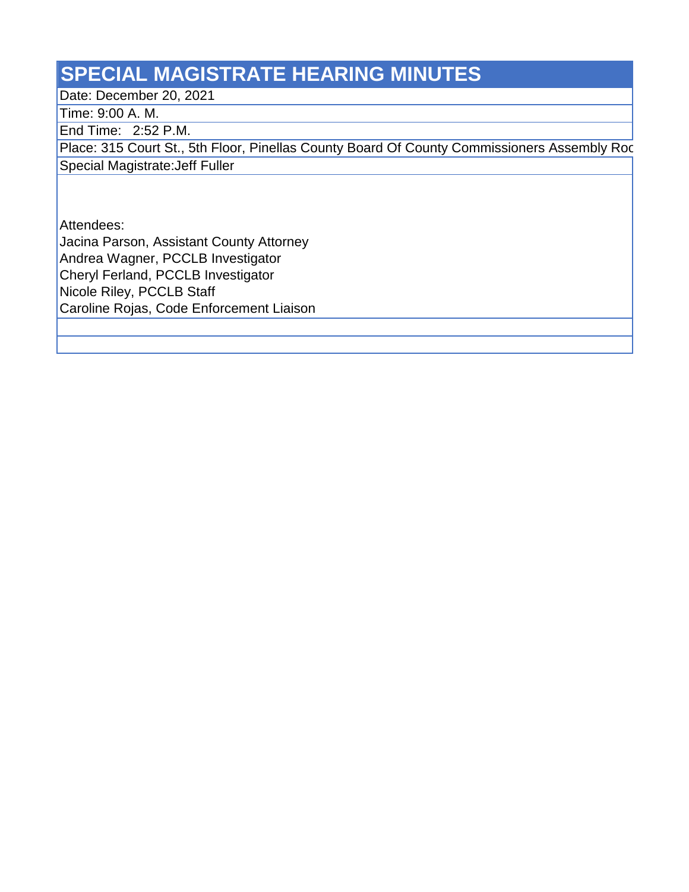# SPECIAL MAGISTRATE HEARING MINUTES

Date: December 20, 2021

Time: 9:00 A. M.

End Time: 2:52 P.M.

Place: 315 Court St., 5th Floor, Pinellas County Board Of County Commissioners Assembly Roo

Special Magistrate:Jeff Fuller

Attendees:

Jacina Parson, Assistant County Attorney

Andrea Wagner, PCCLB Investigator

Cheryl Ferland, PCCLB Investigator

Nicole Riley, PCCLB Staff

Caroline Rojas, Code Enforcement Liaison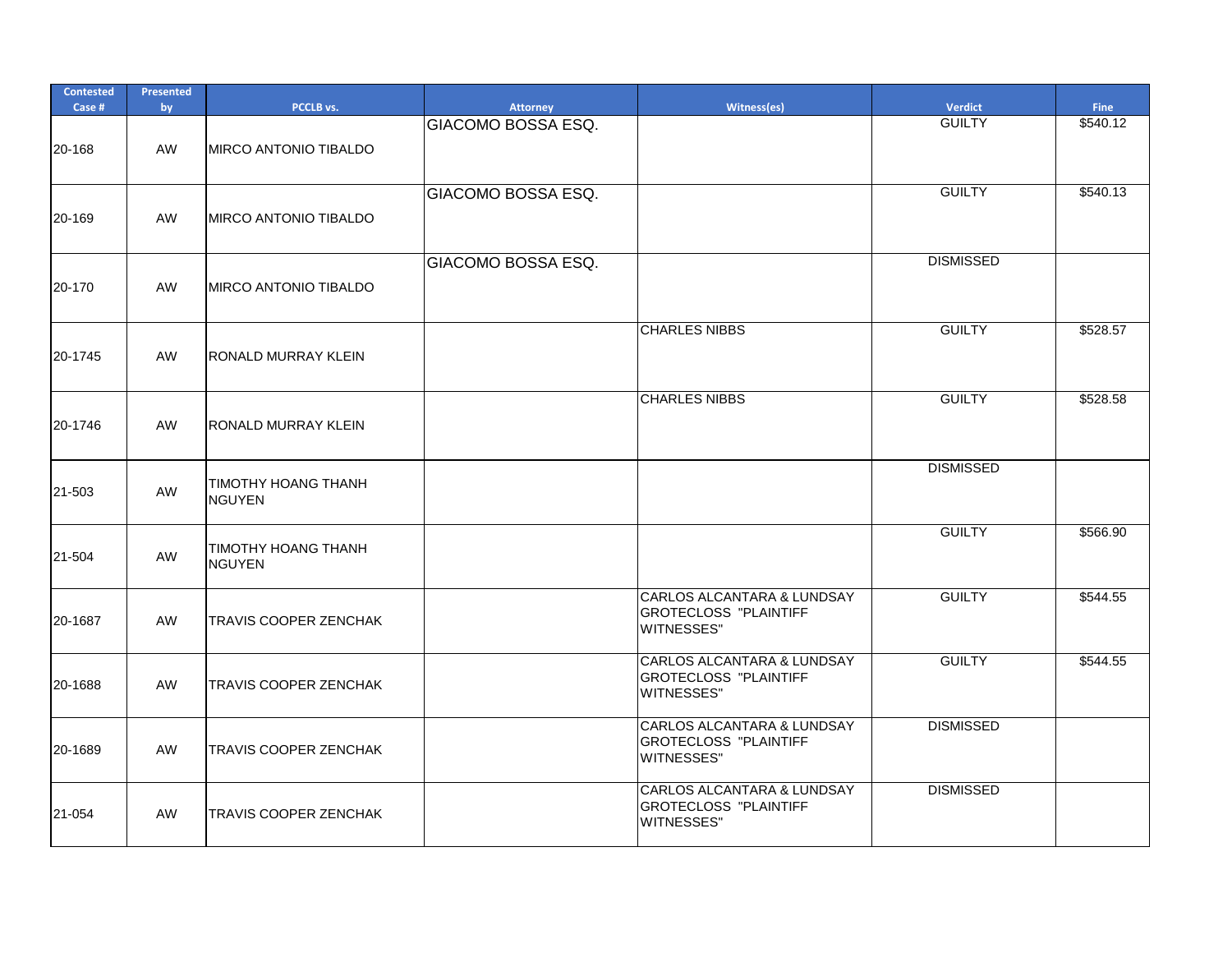| Contested Case # | Presented by | PCCLB vs. | Attorney | Witness(es) | Verdict | Fine |
|---|---|---|---|---|---|---|
| 20-168 | AW | MIRCO ANTONIO TIBALDO | GIACOMO BOSSA ESQ. | | GUILTY | $540.12 |
| 20-169 | AW | MIRCO ANTONIO TIBALDO | GIACOMO BOSSA ESQ. | | GUILTY | $540.13 |
| 20-170 | AW | MIRCO ANTONIO TIBALDO | GIACOMO BOSSA ESQ. | | DISMISSED | |
| 20-1745 | AW | RONALD MURRAY KLEIN | | CHARLES NIBBS | GUILTY | $528.57 |
| 20-1746 | AW | RONALD MURRAY KLEIN | | CHARLES NIBBS | GUILTY | $528.58 |
| 21-503 | AW | TIMOTHY HOANG THANH NGUYEN | | | DISMISSED | |
| 21-504 | AW | TIMOTHY HOANG THANH NGUYEN | | | GUILTY | $566.90 |
| 20-1687 | AW | TRAVIS COOPER ZENCHAK | | CARLOS ALCANTARA & LUNDSAY GROTECLOSS "PLAINTIFF WITNESSES" | GUILTY | $544.55 |
| 20-1688 | AW | TRAVIS COOPER ZENCHAK | | CARLOS ALCANTARA & LUNDSAY GROTECLOSS "PLAINTIFF WITNESSES" | GUILTY | $544.55 |
| 20-1689 | AW | TRAVIS COOPER ZENCHAK | | CARLOS ALCANTARA & LUNDSAY GROTECLOSS "PLAINTIFF WITNESSES" | DISMISSED | |
| 21-054 | AW | TRAVIS COOPER ZENCHAK | | CARLOS ALCANTARA & LUNDSAY GROTECLOSS "PLAINTIFF WITNESSES" | DISMISSED | |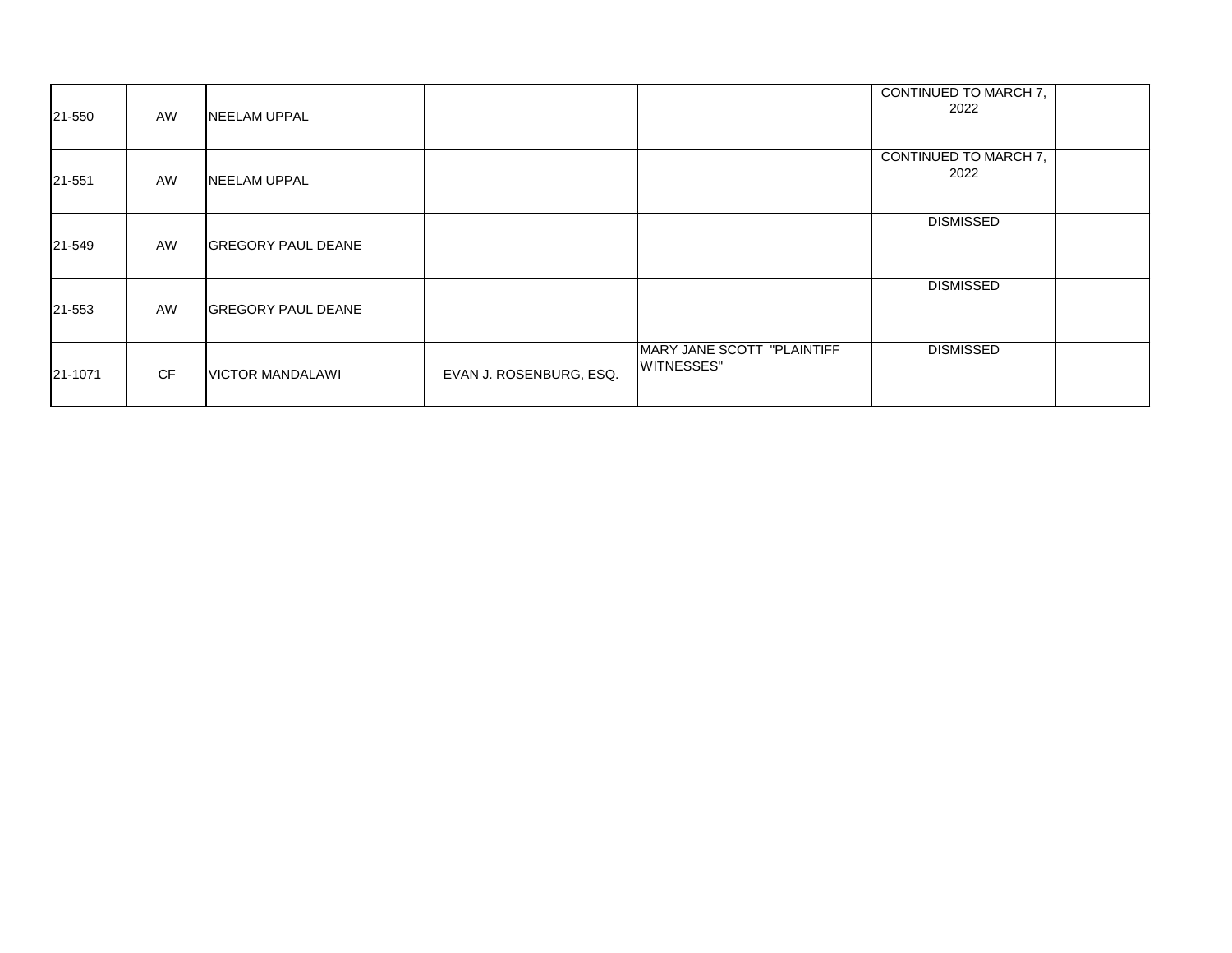| | | | | | | |
|---|---|---|---|---|---|---|
| 21-550 | AW | NEELAM UPPAL | | | CONTINUED TO MARCH 7, 2022 | |
| 21-551 | AW | NEELAM UPPAL | | | CONTINUED TO MARCH 7, 2022 | |
| 21-549 | AW | GREGORY PAUL DEANE | | | DISMISSED | |
| 21-553 | AW | GREGORY PAUL DEANE | | | DISMISSED | |
| 21-1071 | CF | VICTOR MANDALAWI | EVAN J. ROSENBURG, ESQ. | MARY JANE SCOTT "PLAINTIFF WITNESSES" | DISMISSED | |